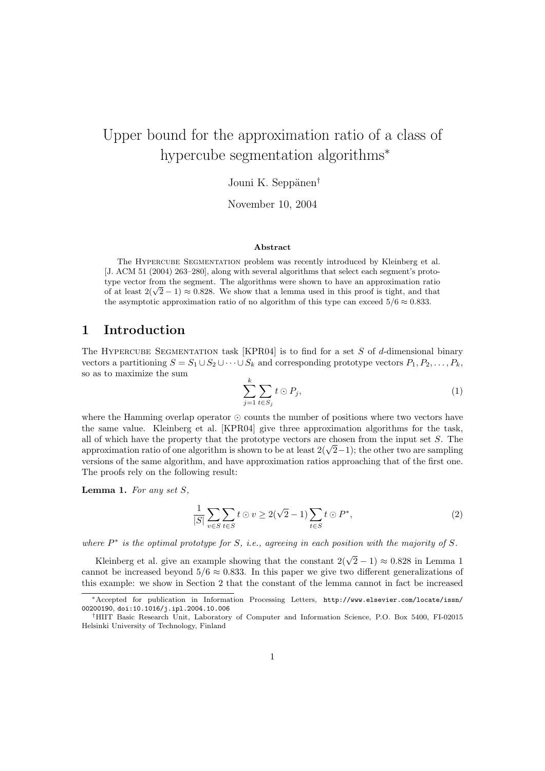# Upper bound for the approximation ratio of a class of hypercube segmentation algorithms*

Jouni K. Seppänen†

November 10, 2004

### Abstract

The Hypercube Segmentation problem was recently introduced by Kleinberg et al. [J. ACM 51 (2004) 263–280], along with several algorithms that select each segment's prototype vector from the segment. The algorithms were shown to have an approximation ratio of at least $2(\sqrt{2}-1) \approx 0.828$. We show that a lemma used in this proof is tight, and that the asymptotic approximation ratio of no algorithm of this type can exceed $5/6 \approx 0.833$.

## 1 Introduction

The Hypercube Segmentation task [KPR04] is to find for a set $S$ of $d$-dimensional binary vectors a partitioning $S = S_1 \cup S_2 \cup \cdots \cup S_k$ and corresponding prototype vectors $P_1, P_2, \ldots, P_k$, so as to maximize the sum

$$\sum_{j=1}^{k} \sum_{t \in S_j} t \odot P_j, \tag{1}$$

where the Hamming overlap operator $\odot$ counts the number of positions where two vectors have the same value. Kleinberg et al. [KPR04] give three approximation algorithms for the task, all of which have the property that the prototype vectors are chosen from the input set $S$. The approximation ratio of one algorithm is shown to be at least $2(\sqrt{2}-1)$; the other two are sampling versions of the same algorithm, and have approximation ratios approaching that of the first one. The proofs rely on the following result:

**Lemma 1.** *For any set $S$,*

$$\frac{1}{|S|} \sum_{v \in S} \sum_{t \in S} t \odot v \geq 2(\sqrt{2}-1) \sum_{t \in S} t \odot P^*, \tag{2}$$

*where $P^*$ is the optimal prototype for $S$, i.e., agreeing in each position with the majority of $S$.*

Kleinberg et al. give an example showing that the constant $2(\sqrt{2}-1) \approx 0.828$ in Lemma 1 cannot be increased beyond $5/6 \approx 0.833$. In this paper we give two different generalizations of this example: we show in Section 2 that the constant of the lemma cannot in fact be increased

---

*Accepted for publication in Information Processing Letters, http://www.elsevier.com/locate/issn/00200190, doi:10.1016/j.ipl.2004.10.006

†HIIT Basic Research Unit, Laboratory of Computer and Information Science, P.O. Box 5400, FI-02015 Helsinki University of Technology, Finland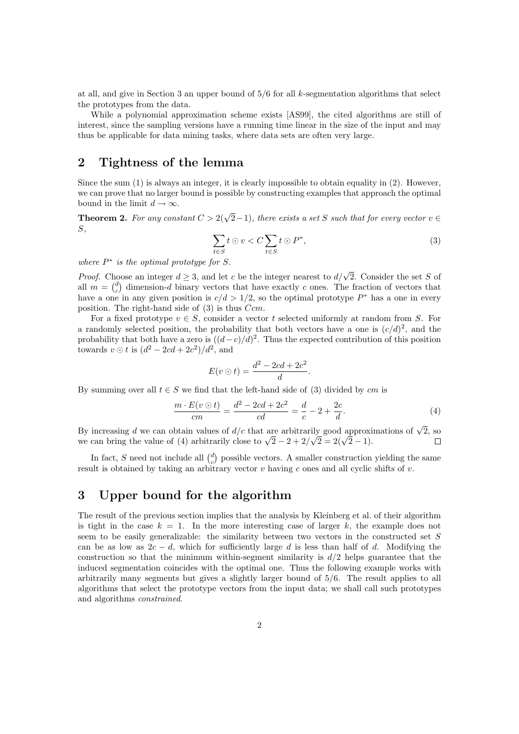at all, and give in Section 3 an upper bound of 5/6 for all $k$-segmentation algorithms that select the prototypes from the data.

While a polynomial approximation scheme exists [AS99], the cited algorithms are still of interest, since the sampling versions have a running time linear in the size of the input and may thus be applicable for data mining tasks, where data sets are often very large.

## 2 Tightness of the lemma

Since the sum (1) is always an integer, it is clearly impossible to obtain equality in (2). However, we can prove that no larger bound is possible by constructing examples that approach the optimal bound in the limit $d \to \infty$.

**Theorem 2.** *For any constant $C > 2(\sqrt{2}-1)$, there exists a set $S$ such that for every vector $v \in S$,*

$$\sum_{t \in S} t \odot v < C \sum_{t \in S} t \odot P^*, \tag{3}$$

*where $P^*$ is the optimal prototype for $S$.*

*Proof.* Choose an integer $d \geq 3$, and let $c$ be the integer nearest to $d/\sqrt{2}$. Consider the set $S$ of all $m = \binom{d}{c}$ dimension-$d$ binary vectors that have exactly $c$ ones. The fraction of vectors that have a one in any given position is $c/d > 1/2$, so the optimal prototype $P^*$ has a one in every position. The right-hand side of (3) is thus $Ccm$.

For a fixed prototype $v \in S$, consider a vector $t$ selected uniformly at random from $S$. For a randomly selected position, the probability that both vectors have a one is $(c/d)^2$, and the probability that both have a zero is $((d-c)/d)^2$. Thus the expected contribution of this position towards $v \odot t$ is $(d^2 - 2cd + 2c^2)/d^2$, and

$$E(v \odot t) = \frac{d^2 - 2cd + 2c^2}{d}.$$

By summing over all $t \in S$ we find that the left-hand side of (3) divided by $cm$ is

$$\frac{m \cdot E(v \odot t)}{cm} = \frac{d^2 - 2cd + 2c^2}{cd} = \frac{d}{c} - 2 + \frac{2c}{d}. \tag{4}$$

By increasing $d$ we can obtain values of $d/c$ that are arbitrarily good approximations of $\sqrt{2}$, so we can bring the value of (4) arbitrarily close to $\sqrt{2} - 2 + 2/\sqrt{2} = 2(\sqrt{2}-1)$. $\square$

In fact, $S$ need not include all $\binom{d}{c}$ possible vectors. A smaller construction yielding the same result is obtained by taking an arbitrary vector $v$ having $c$ ones and all cyclic shifts of $v$.

## 3 Upper bound for the algorithm

The result of the previous section implies that the analysis by Kleinberg et al. of their algorithm is tight in the case $k = 1$. In the more interesting case of larger $k$, the example does not seem to be easily generalizable: the similarity between two vectors in the constructed set $S$ can be as low as $2c - d$, which for sufficiently large $d$ is less than half of $d$. Modifying the construction so that the minimum within-segment similarity is $d/2$ helps guarantee that the induced segmentation coincides with the optimal one. Thus the following example works with arbitrarily many segments but gives a slightly larger bound of 5/6. The result applies to all algorithms that select the prototype vectors from the input data; we shall call such prototypes and algorithms *constrained*.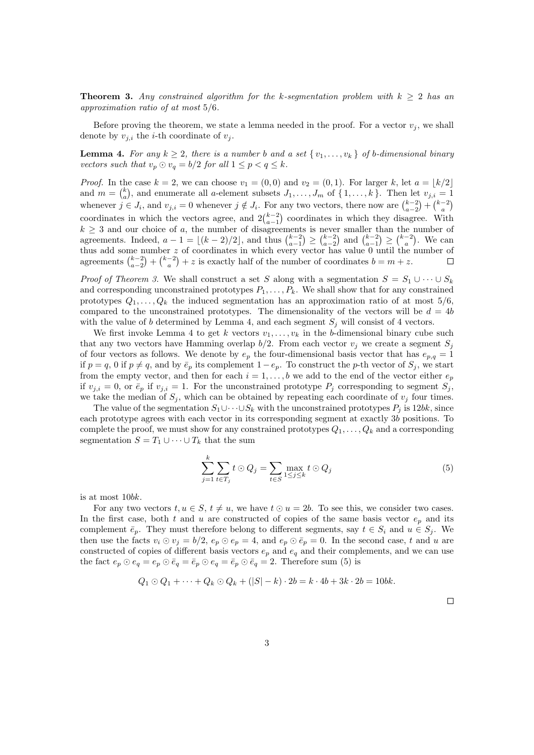**Theorem 3.** *Any constrained algorithm for the k-segmentation problem with $k \geq 2$ has an approximation ratio of at most 5/6.*

Before proving the theorem, we state a lemma needed in the proof. For a vector $v_j$, we shall denote by $v_{j,i}$ the $i$-th coordinate of $v_j$.

**Lemma 4.** *For any $k \geq 2$, there is a number $b$ and a set $\{ v_1, \ldots, v_k \}$ of $b$-dimensional binary vectors such that $v_p \odot v_q = b/2$ for all $1 \leq p < q \leq k$.*

*Proof.* In the case $k = 2$, we can choose $v_1 = (0,0)$ and $v_2 = (0,1)$. For larger $k$, let $a = \lfloor k/2 \rfloor$ and $m = \binom{k}{a}$, and enumerate all $a$-element subsets $J_1, \ldots, J_m$ of $\{1, \ldots, k\}$. Then let $v_{j,i} = 1$ whenever $j \in J_i$, and $v_{j,i} = 0$ whenever $j \notin J_i$. For any two vectors, there now are $\binom{k-2}{a-2} + \binom{k-2}{a}$ coordinates in which the vectors agree, and $2\binom{k-2}{a-1}$ coordinates in which they disagree. With $k \geq 3$ and our choice of $a$, the number of disagreements is never smaller than the number of agreements. Indeed, $a - 1 = \lfloor (k-2)/2 \rfloor$, and thus $\binom{k-2}{a-1} \geq \binom{k-2}{a-2}$ and $\binom{k-2}{a-1} \geq \binom{k-2}{a}$. We can thus add some number $z$ of coordinates in which every vector has value 0 until the number of agreements $\binom{k-2}{a-2} + \binom{k-2}{a} + z$ is exactly half of the number of coordinates $b = m + z$. $\square$

*Proof of Theorem 3.* We shall construct a set $S$ along with a segmentation $S = S_1 \cup \cdots \cup S_k$ and corresponding unconstrained prototypes $P_1, \ldots, P_k$. We shall show that for any constrained prototypes $Q_1, \ldots, Q_k$ the induced segmentation has an approximation ratio of at most 5/6, compared to the unconstrained prototypes. The dimensionality of the vectors will be $d = 4b$ with the value of $b$ determined by Lemma 4, and each segment $S_j$ will consist of 4 vectors.

We first invoke Lemma 4 to get $k$ vectors $v_1, \ldots, v_k$ in the $b$-dimensional binary cube such that any two vectors have Hamming overlap $b/2$. From each vector $v_j$ we create a segment $S_j$ of four vectors as follows. We denote by $e_p$ the four-dimensional basis vector that has $e_{p,q} = 1$ if $p = q$, 0 if $p \neq q$, and by $\bar{e}_p$ its complement $1 - e_p$. To construct the $p$-th vector of $S_j$, we start from the empty vector, and then for each $i = 1, \ldots, b$ we add to the end of the vector either $e_p$ if $v_{j,i} = 0$, or $\bar{e}_p$ if $v_{j,i} = 1$. For the unconstrained prototype $P_j$ corresponding to segment $S_j$, we take the median of $S_j$, which can be obtained by repeating each coordinate of $v_j$ four times.

The value of the segmentation $S_1 \cup \cdots \cup S_k$ with the unconstrained prototypes $P_j$ is $12bk$, since each prototype agrees with each vector in its corresponding segment at exactly $3b$ positions. To complete the proof, we must show for any constrained prototypes $Q_1, \ldots, Q_k$ and a corresponding segmentation $S = T_1 \cup \cdots \cup T_k$ that the sum

$$\sum_{j=1}^{k} \sum_{t \in T_j} t \odot Q_j = \sum_{t \in S} \max_{1 \leq j \leq k} t \odot Q_j \tag{5}$$

is at most $10bk$.

For any two vectors $t, u \in S$, $t \neq u$, we have $t \odot u = 2b$. To see this, we consider two cases. In the first case, both $t$ and $u$ are constructed of copies of the same basis vector $e_p$ and its complement $\bar{e}_p$. They must therefore belong to different segments, say $t \in S_i$ and $u \in S_j$. We then use the facts $v_i \odot v_j = b/2$, $e_p \odot e_p = 4$, and $e_p \odot \bar{e}_p = 0$. In the second case, $t$ and $u$ are constructed of copies of different basis vectors $e_p$ and $e_q$ and their complements, and we can use the fact $e_p \odot e_q = e_p \odot \bar{e}_q = \bar{e}_p \odot e_q = \bar{e}_p \odot \bar{e}_q = 2$. Therefore sum (5) is

$$Q_1 \odot Q_1 + \cdots + Q_k \odot Q_k + (|S| - k) \cdot 2b = k \cdot 4b + 3k \cdot 2b = 10bk.$$

$\square$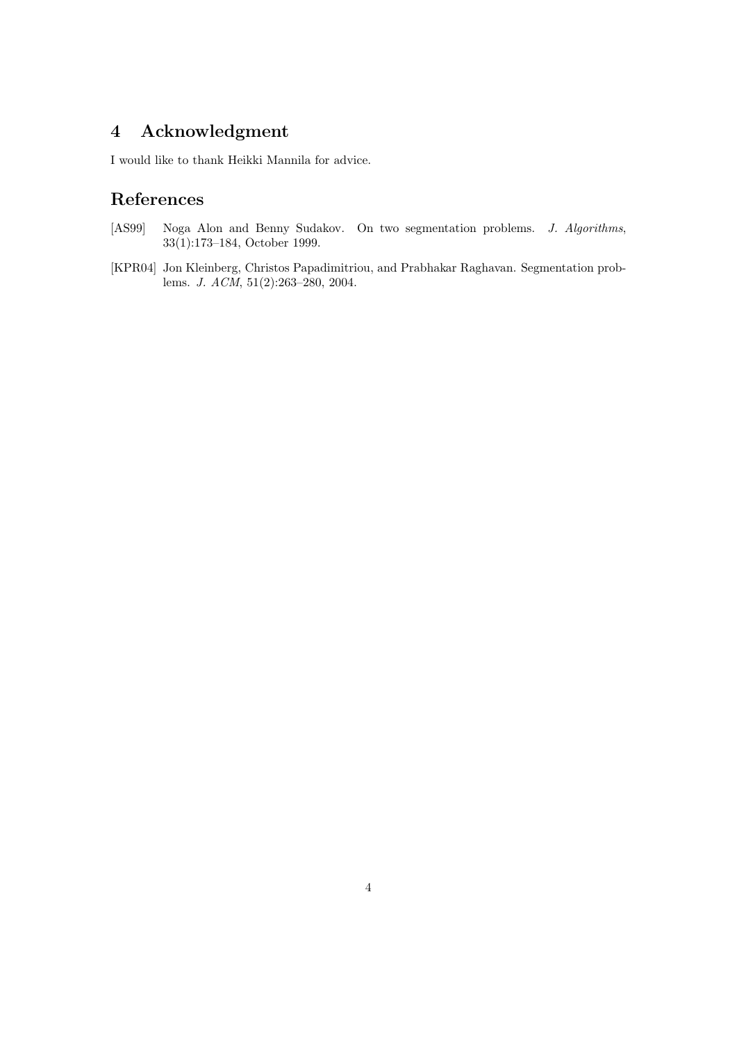## 4 Acknowledgment

I would like to thank Heikki Mannila for advice.

## References

[AS99] Noga Alon and Benny Sudakov. On two segmentation problems. *J. Algorithms*, 33(1):173–184, October 1999.

[KPR04] Jon Kleinberg, Christos Papadimitriou, and Prabhakar Raghavan. Segmentation problems. *J. ACM*, 51(2):263–280, 2004.